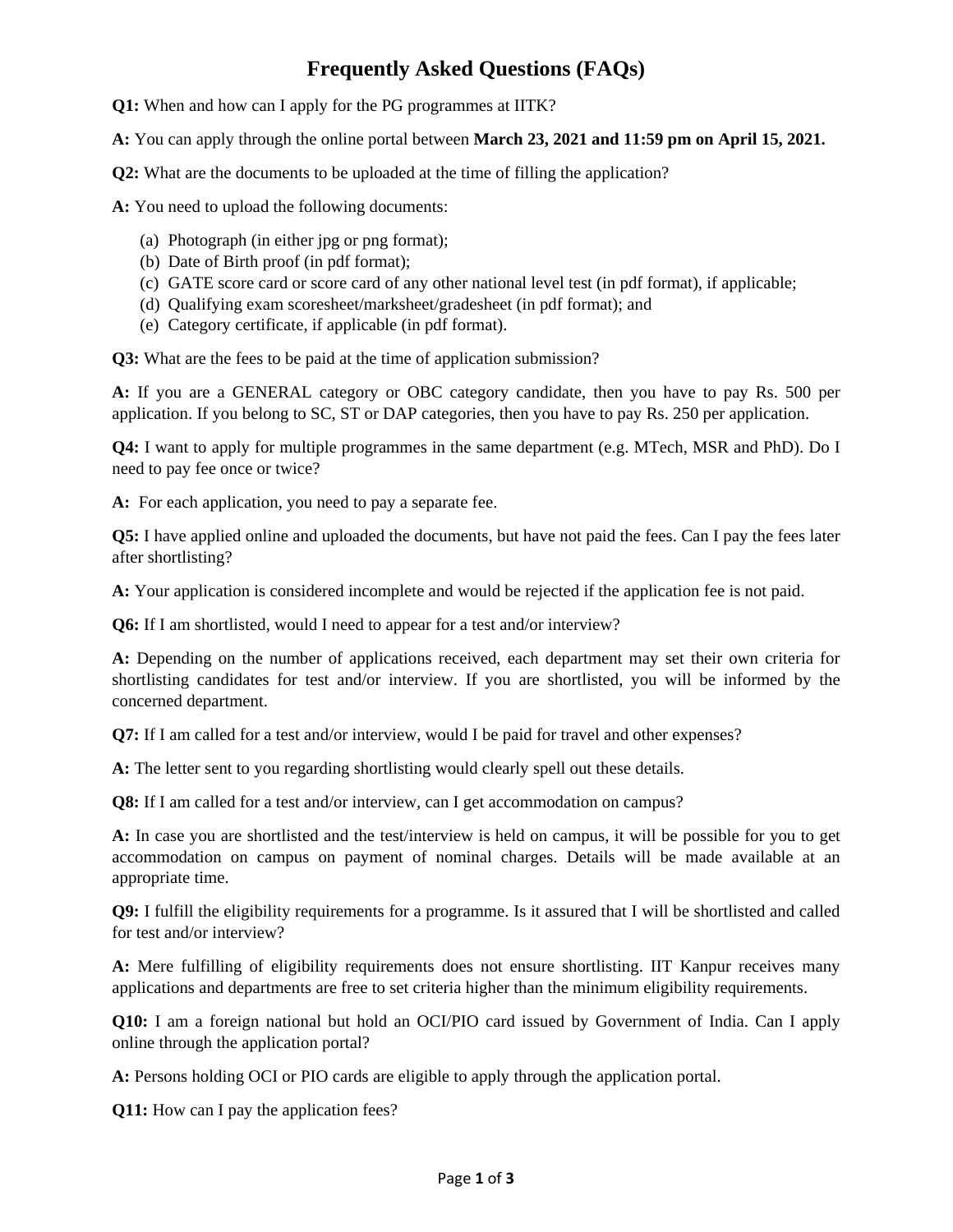# Frequently Asked Questions (FAQs)

**Q1:** When and how can I apply for the PG programmes at IITK?

**A:** You can apply through the online portal between **March 23, 2021 and 11:59 pm on April 15, 2021.**

**Q2:** What are the documents to be uploaded at the time of filling the application?

**A:** You need to upload the following documents:

(a) Photograph (in either jpg or png format);
(b) Date of Birth proof (in pdf format);
(c) GATE score card or score card of any other national level test (in pdf format), if applicable;
(d) Qualifying exam scoresheet/marksheet/gradesheet (in pdf format); and
(e) Category certificate, if applicable (in pdf format).

**Q3:** What are the fees to be paid at the time of application submission?

**A:** If you are a GENERAL category or OBC category candidate, then you have to pay Rs. 500 per application. If you belong to SC, ST or DAP categories, then you have to pay Rs. 250 per application.

**Q4:** I want to apply for multiple programmes in the same department (e.g. MTech, MSR and PhD). Do I need to pay fee once or twice?

**A:** For each application, you need to pay a separate fee.

**Q5:** I have applied online and uploaded the documents, but have not paid the fees. Can I pay the fees later after shortlisting?

**A:** Your application is considered incomplete and would be rejected if the application fee is not paid.

**Q6:** If I am shortlisted, would I need to appear for a test and/or interview?

**A:** Depending on the number of applications received, each department may set their own criteria for shortlisting candidates for test and/or interview. If you are shortlisted, you will be informed by the concerned department.

**Q7:** If I am called for a test and/or interview, would I be paid for travel and other expenses?

**A:** The letter sent to you regarding shortlisting would clearly spell out these details.

**Q8:** If I am called for a test and/or interview, can I get accommodation on campus?

**A:** In case you are shortlisted and the test/interview is held on campus, it will be possible for you to get accommodation on campus on payment of nominal charges. Details will be made available at an appropriate time.

**Q9:** I fulfill the eligibility requirements for a programme. Is it assured that I will be shortlisted and called for test and/or interview?

**A:** Mere fulfilling of eligibility requirements does not ensure shortlisting. IIT Kanpur receives many applications and departments are free to set criteria higher than the minimum eligibility requirements.

**Q10:** I am a foreign national but hold an OCI/PIO card issued by Government of India. Can I apply online through the application portal?

**A:** Persons holding OCI or PIO cards are eligible to apply through the application portal.

**Q11:** How can I pay the application fees?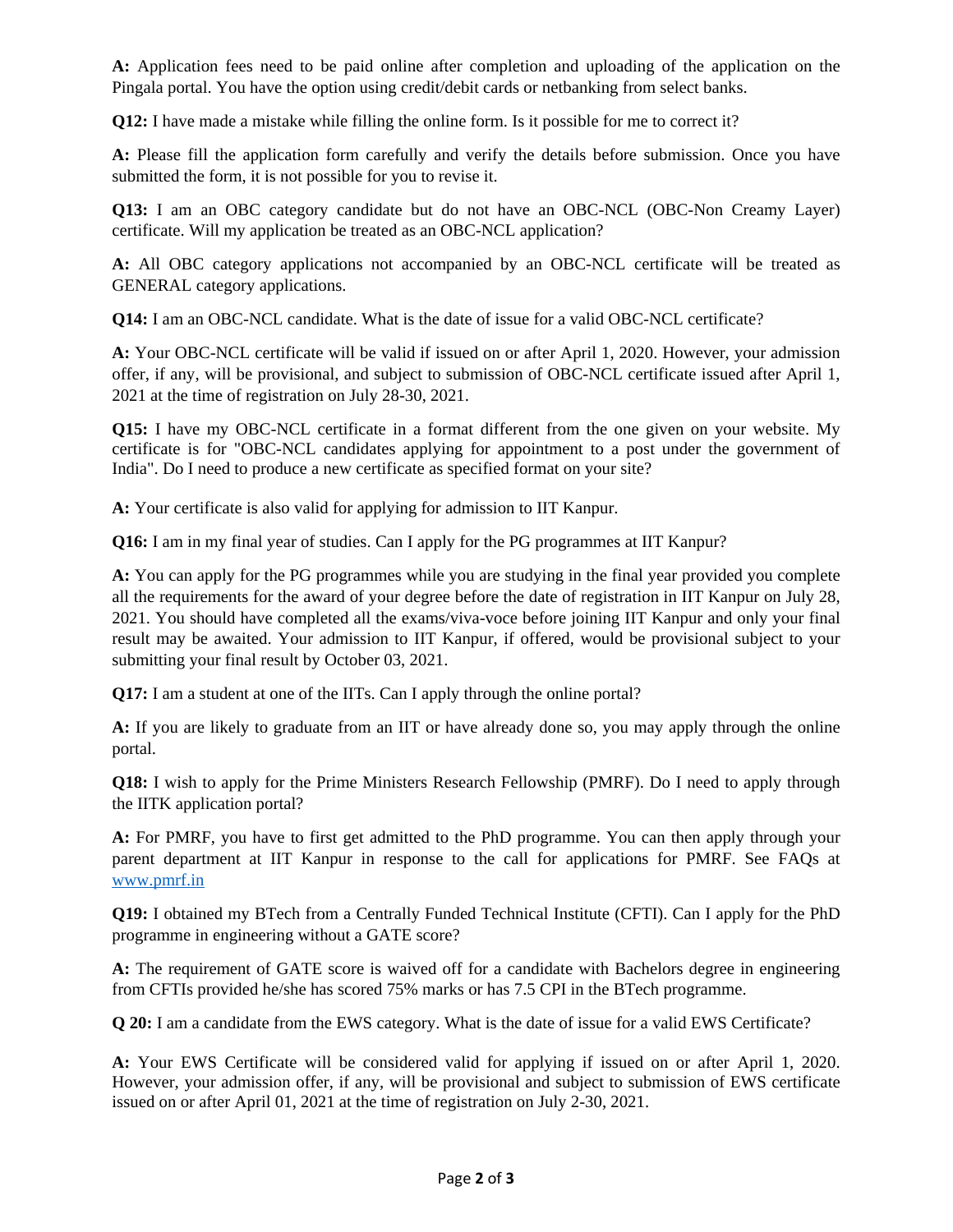**A:** Application fees need to be paid online after completion and uploading of the application on the Pingala portal. You have the option using credit/debit cards or netbanking from select banks.

**Q12:** I have made a mistake while filling the online form. Is it possible for me to correct it?

**A:** Please fill the application form carefully and verify the details before submission. Once you have submitted the form, it is not possible for you to revise it.

**Q13:** I am an OBC category candidate but do not have an OBC-NCL (OBC-Non Creamy Layer) certificate. Will my application be treated as an OBC-NCL application?

**A:** All OBC category applications not accompanied by an OBC-NCL certificate will be treated as GENERAL category applications.

**Q14:** I am an OBC-NCL candidate. What is the date of issue for a valid OBC-NCL certificate?

**A:** Your OBC-NCL certificate will be valid if issued on or after April 1, 2020. However, your admission offer, if any, will be provisional, and subject to submission of OBC-NCL certificate issued after April 1, 2021 at the time of registration on July 28-30, 2021.

**Q15:** I have my OBC-NCL certificate in a format different from the one given on your website. My certificate is for "OBC-NCL candidates applying for appointment to a post under the government of India". Do I need to produce a new certificate as specified format on your site?

**A:** Your certificate is also valid for applying for admission to IIT Kanpur.

**Q16:** I am in my final year of studies. Can I apply for the PG programmes at IIT Kanpur?

**A:** You can apply for the PG programmes while you are studying in the final year provided you complete all the requirements for the award of your degree before the date of registration in IIT Kanpur on July 28, 2021. You should have completed all the exams/viva-voce before joining IIT Kanpur and only your final result may be awaited. Your admission to IIT Kanpur, if offered, would be provisional subject to your submitting your final result by October 03, 2021.

**Q17:** I am a student at one of the IITs. Can I apply through the online portal?

**A:** If you are likely to graduate from an IIT or have already done so, you may apply through the online portal.

**Q18:** I wish to apply for the Prime Ministers Research Fellowship (PMRF). Do I need to apply through the IITK application portal?

**A:** For PMRF, you have to first get admitted to the PhD programme. You can then apply through your parent department at IIT Kanpur in response to the call for applications for PMRF. See FAQs at [www.pmrf.in](www.pmrf.in)

**Q19:** I obtained my BTech from a Centrally Funded Technical Institute (CFTI). Can I apply for the PhD programme in engineering without a GATE score?

**A:** The requirement of GATE score is waived off for a candidate with Bachelors degree in engineering from CFTIs provided he/she has scored 75% marks or has 7.5 CPI in the BTech programme.

**Q 20:** I am a candidate from the EWS category. What is the date of issue for a valid EWS Certificate?

**A:** Your EWS Certificate will be considered valid for applying if issued on or after April 1, 2020. However, your admission offer, if any, will be provisional and subject to submission of EWS certificate issued on or after April 01, 2021 at the time of registration on July 2-30, 2021.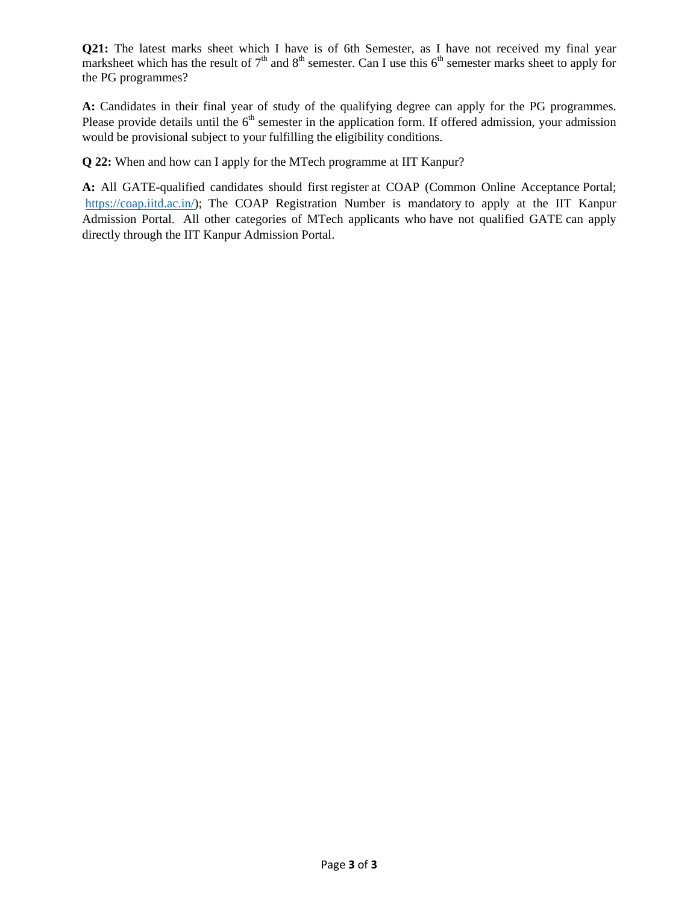**Q21:** The latest marks sheet which I have is of 6th Semester, as I have not received my final year marksheet which has the result of 7th and 8th semester. Can I use this 6th semester marks sheet to apply for the PG programmes?

**A:** Candidates in their final year of study of the qualifying degree can apply for the PG programmes. Please provide details until the 6th semester in the application form. If offered admission, your admission would be provisional subject to your fulfilling the eligibility conditions.

**Q 22:** When and how can I apply for the MTech programme at IIT Kanpur?

**A:** All GATE-qualified candidates should first register at COAP (Common Online Acceptance Portal; https://coap.iitd.ac.in/); The COAP Registration Number is mandatory to apply at the IIT Kanpur Admission Portal. All other categories of MTech applicants who have not qualified GATE can apply directly through the IIT Kanpur Admission Portal.